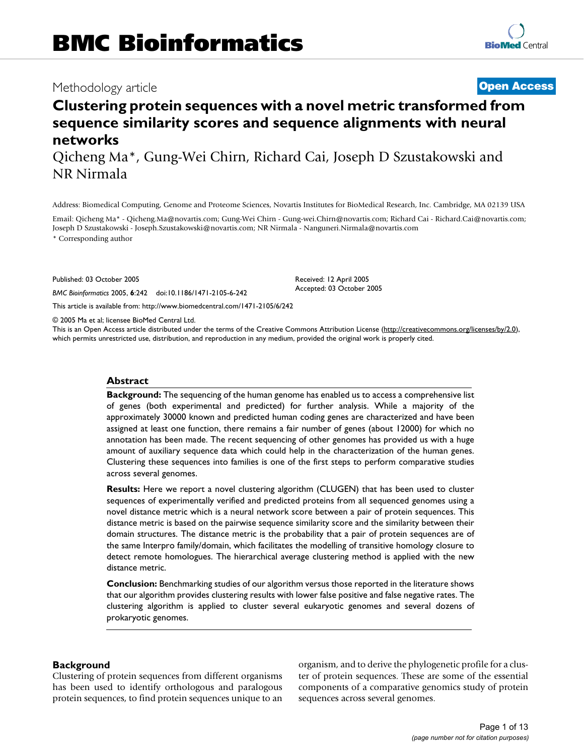# BMC Bioinformatics

Methodology article

**Open Access**

## Clustering protein sequences with a novel metric transformed from sequence similarity scores and sequence alignments with neural networks

Qicheng Ma*, Gung-Wei Chirn, Richard Cai, Joseph D Szustakowski and NR Nirmala

Address: Biomedical Computing, Genome and Proteome Sciences, Novartis Institutes for BioMedical Research, Inc. Cambridge, MA 02139 USA

Email: Qicheng Ma* - Qicheng.Ma@novartis.com; Gung-Wei Chirn - Gung-wei.Chirn@novartis.com; Richard Cai - Richard.Cai@novartis.com; Joseph D Szustakowski - Joseph.Szustakowski@novartis.com; NR Nirmala - Nanguneri.Nirmala@novartis.com

* Corresponding author

Published: 03 October 2005

*BMC Bioinformatics* 2005, **6**:242 doi:10.1186/1471-2105-6-242

Received: 12 April 2005
Accepted: 03 October 2005

This article is available from: http://www.biomedcentral.com/1471-2105/6/242

© 2005 Ma et al; licensee BioMed Central Ltd.
This is an Open Access article distributed under the terms of the Creative Commons Attribution License (http://creativecommons.org/licenses/by/2.0), which permits unrestricted use, distribution, and reproduction in any medium, provided the original work is properly cited.

### Abstract

**Background:** The sequencing of the human genome has enabled us to access a comprehensive list of genes (both experimental and predicted) for further analysis. While a majority of the approximately 30000 known and predicted human coding genes are characterized and have been assigned at least one function, there remains a fair number of genes (about 12000) for which no annotation has been made. The recent sequencing of other genomes has provided us with a huge amount of auxiliary sequence data which could help in the characterization of the human genes. Clustering these sequences into families is one of the first steps to perform comparative studies across several genomes.

**Results:** Here we report a novel clustering algorithm (CLUGEN) that has been used to cluster sequences of experimentally verified and predicted proteins from all sequenced genomes using a novel distance metric which is a neural network score between a pair of protein sequences. This distance metric is based on the pairwise sequence similarity score and the similarity between their domain structures. The distance metric is the probability that a pair of protein sequences are of the same Interpro family/domain, which facilitates the modelling of transitive homology closure to detect remote homologues. The hierarchical average clustering method is applied with the new distance metric.

**Conclusion:** Benchmarking studies of our algorithm versus those reported in the literature shows that our algorithm provides clustering results with lower false positive and false negative rates. The clustering algorithm is applied to cluster several eukaryotic genomes and several dozens of prokaryotic genomes.

### Background

Clustering of protein sequences from different organisms has been used to identify orthologous and paralogous protein sequences, to find protein sequences unique to an organism, and to derive the phylogenetic profile for a cluster of protein sequences. These are some of the essential components of a comparative genomics study of protein sequences across several genomes.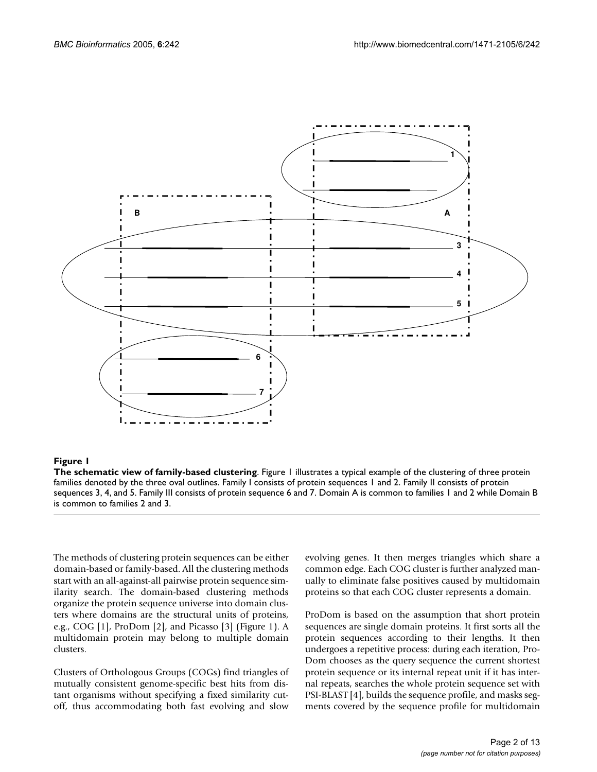**Figure 1**

**The schematic view of family-based clustering**. Figure 1 illustrates a typical example of the clustering of three protein families denoted by the three oval outlines. Family I consists of protein sequences 1 and 2. Family II consists of protein sequences 3, 4, and 5. Family III consists of protein sequence 6 and 7. Domain A is common to families 1 and 2 while Domain B is common to families 2 and 3.

The methods of clustering protein sequences can be either domain-based or family-based. All the clustering methods start with an all-against-all pairwise protein sequence similarity search. The domain-based clustering methods organize the protein sequence universe into domain clusters where domains are the structural units of proteins, e.g., COG [1], ProDom [2], and Picasso [3] (Figure 1). A multidomain protein may belong to multiple domain clusters.

Clusters of Orthologous Groups (COGs) find triangles of mutually consistent genome-specific best hits from distant organisms without specifying a fixed similarity cutoff, thus accommodating both fast evolving and slow evolving genes. It then merges triangles which share a common edge. Each COG cluster is further analyzed manually to eliminate false positives caused by multidomain proteins so that each COG cluster represents a domain.

ProDom is based on the assumption that short protein sequences are single domain proteins. It first sorts all the protein sequences according to their lengths. It then undergoes a repetitive process: during each iteration, ProDom chooses as the query sequence the current shortest protein sequence or its internal repeat unit if it has internal repeats, searches the whole protein sequence set with PSI-BLAST [4], builds the sequence profile, and masks segments covered by the sequence profile for multidomain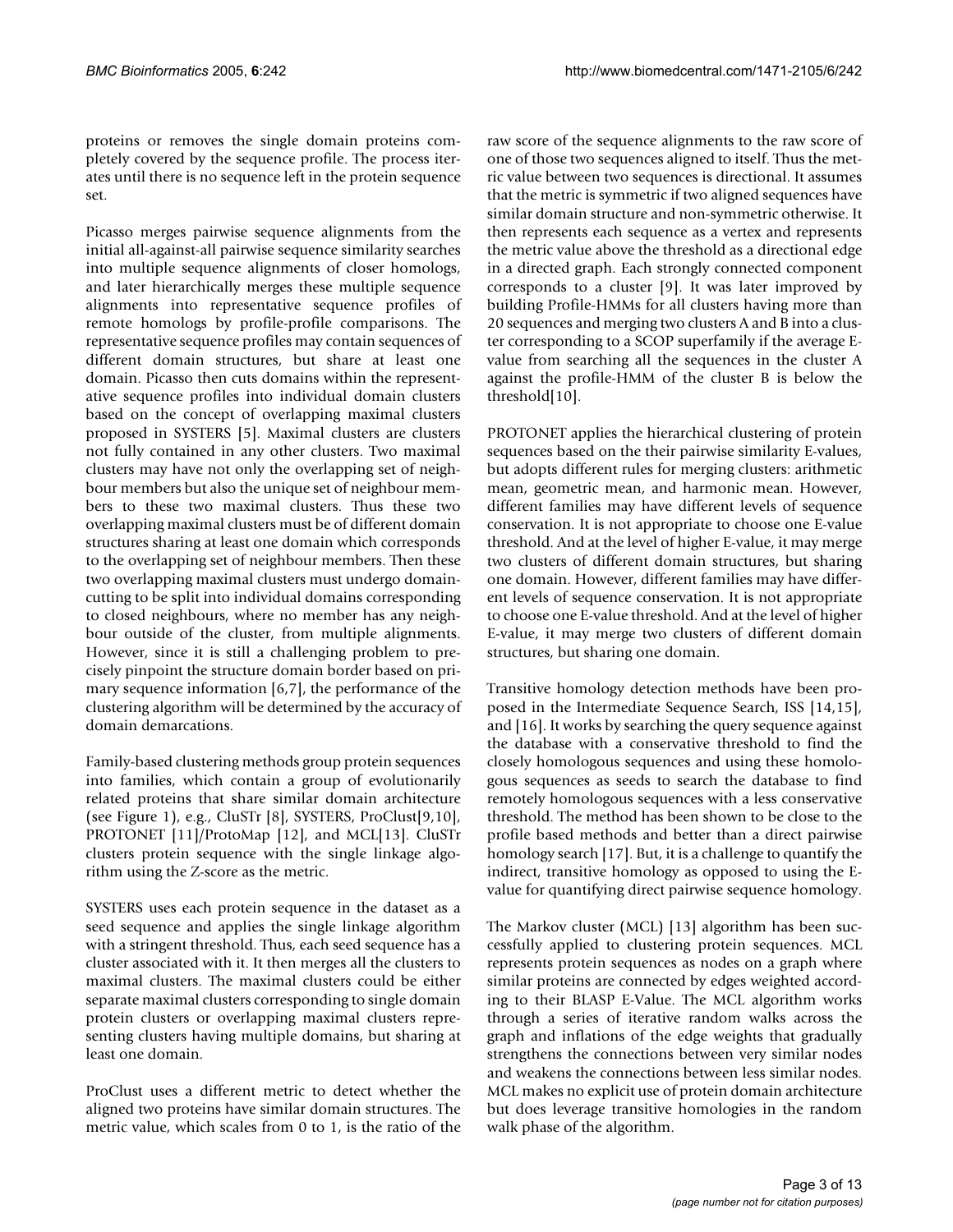proteins or removes the single domain proteins completely covered by the sequence profile. The process iterates until there is no sequence left in the protein sequence set.

Picasso merges pairwise sequence alignments from the initial all-against-all pairwise sequence similarity searches into multiple sequence alignments of closer homologs, and later hierarchically merges these multiple sequence alignments into representative sequence profiles of remote homologs by profile-profile comparisons. The representative sequence profiles may contain sequences of different domain structures, but share at least one domain. Picasso then cuts domains within the representative sequence profiles into individual domain clusters based on the concept of overlapping maximal clusters proposed in SYSTERS [5]. Maximal clusters are clusters not fully contained in any other clusters. Two maximal clusters may have not only the overlapping set of neighbour members but also the unique set of neighbour members to these two maximal clusters. Thus these two overlapping maximal clusters must be of different domain structures sharing at least one domain which corresponds to the overlapping set of neighbour members. Then these two overlapping maximal clusters must undergo domain-cutting to be split into individual domains corresponding to closed neighbours, where no member has any neighbour outside of the cluster, from multiple alignments. However, since it is still a challenging problem to precisely pinpoint the structure domain border based on primary sequence information [6,7], the performance of the clustering algorithm will be determined by the accuracy of domain demarcations.

Family-based clustering methods group protein sequences into families, which contain a group of evolutionarily related proteins that share similar domain architecture (see Figure 1), e.g., CluSTr [8], SYSTERS, ProClust[9,10], PROTONET [11]/ProtoMap [12], and MCL[13]. CluSTr clusters protein sequence with the single linkage algorithm using the Z-score as the metric.

SYSTERS uses each protein sequence in the dataset as a seed sequence and applies the single linkage algorithm with a stringent threshold. Thus, each seed sequence has a cluster associated with it. It then merges all the clusters to maximal clusters. The maximal clusters could be either separate maximal clusters corresponding to single domain protein clusters or overlapping maximal clusters representing clusters having multiple domains, but sharing at least one domain.

ProClust uses a different metric to detect whether the aligned two proteins have similar domain structures. The metric value, which scales from 0 to 1, is the ratio of the raw score of the sequence alignments to the raw score of one of those two sequences aligned to itself. Thus the metric value between two sequences is directional. It assumes that the metric is symmetric if two aligned sequences have similar domain structure and non-symmetric otherwise. It then represents each sequence as a vertex and represents the metric value above the threshold as a directional edge in a directed graph. Each strongly connected component corresponds to a cluster [9]. It was later improved by building Profile-HMMs for all clusters having more than 20 sequences and merging two clusters A and B into a cluster corresponding to a SCOP superfamily if the average E-value from searching all the sequences in the cluster A against the profile-HMM of the cluster B is below the threshold[10].

PROTONET applies the hierarchical clustering of protein sequences based on the their pairwise similarity E-values, but adopts different rules for merging clusters: arithmetic mean, geometric mean, and harmonic mean. However, different families may have different levels of sequence conservation. It is not appropriate to choose one E-value threshold. And at the level of higher E-value, it may merge two clusters of different domain structures, but sharing one domain. However, different families may have different levels of sequence conservation. It is not appropriate to choose one E-value threshold. And at the level of higher E-value, it may merge two clusters of different domain structures, but sharing one domain.

Transitive homology detection methods have been proposed in the Intermediate Sequence Search, ISS [14,15], and [16]. It works by searching the query sequence against the database with a conservative threshold to find the closely homologous sequences and using these homologous sequences as seeds to search the database to find remotely homologous sequences with a less conservative threshold. The method has been shown to be close to the profile based methods and better than a direct pairwise homology search [17]. But, it is a challenge to quantify the indirect, transitive homology as opposed to using the E-value for quantifying direct pairwise sequence homology.

The Markov cluster (MCL) [13] algorithm has been successfully applied to clustering protein sequences. MCL represents protein sequences as nodes on a graph where similar proteins are connected by edges weighted according to their BLASP E-Value. The MCL algorithm works through a series of iterative random walks across the graph and inflations of the edge weights that gradually strengthens the connections between very similar nodes and weakens the connections between less similar nodes. MCL makes no explicit use of protein domain architecture but does leverage transitive homologies in the random walk phase of the algorithm.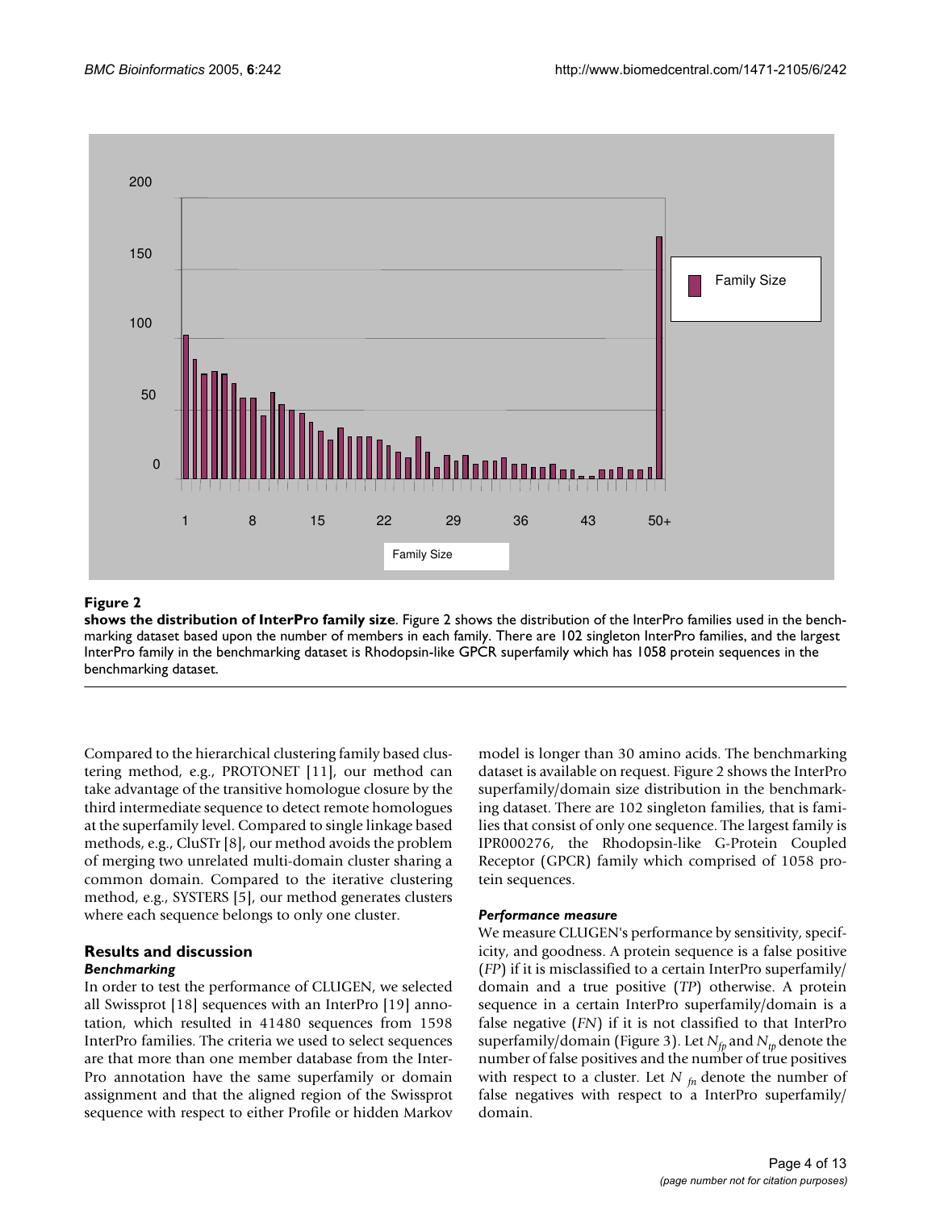**Figure 2**

**shows the distribution of InterPro family size**. Figure 2 shows the distribution of the InterPro families used in the benchmarking dataset based upon the number of members in each family. There are 102 singleton InterPro families, and the largest InterPro family in the benchmarking dataset is Rhodopsin-like GPCR superfamily which has 1058 protein sequences in the benchmarking dataset.

Compared to the hierarchical clustering family based clustering method, e.g., PROTONET [11], our method can take advantage of the transitive homologue closure by the third intermediate sequence to detect remote homologues at the superfamily level. Compared to single linkage based methods, e.g., CluSTr [8], our method avoids the problem of merging two unrelated multi-domain cluster sharing a common domain. Compared to the iterative clustering method, e.g., SYSTERS [5], our method generates clusters where each sequence belongs to only one cluster.

## Results and discussion

### *Benchmarking*

In order to test the performance of CLUGEN, we selected all Swissprot [18] sequences with an InterPro [19] annotation, which resulted in 41480 sequences from 1598 InterPro families. The criteria we used to select sequences are that more than one member database from the InterPro annotation have the same superfamily or domain assignment and that the aligned region of the Swissprot sequence with respect to either Profile or hidden Markov model is longer than 30 amino acids. The benchmarking dataset is available on request. Figure 2 shows the InterPro superfamily/domain size distribution in the benchmarking dataset. There are 102 singleton families, that is families that consist of only one sequence. The largest family is IPR000276, the Rhodopsin-like G-Protein Coupled Receptor (GPCR) family which comprised of 1058 protein sequences.

### *Performance measure*

We measure CLUGEN's performance by sensitivity, specificity, and goodness. A protein sequence is a false positive (*FP*) if it is misclassified to a certain InterPro superfamily/domain and a true positive (*TP*) otherwise. A protein sequence in a certain InterPro superfamily/domain is a false negative (*FN*) if it is not classified to that InterPro superfamily/domain (Figure 3). Let $N_{fp}$ and $N_{tp}$ denote the number of false positives and the number of true positives with respect to a cluster. Let $N_{fn}$ denote the number of false negatives with respect to a InterPro superfamily/domain.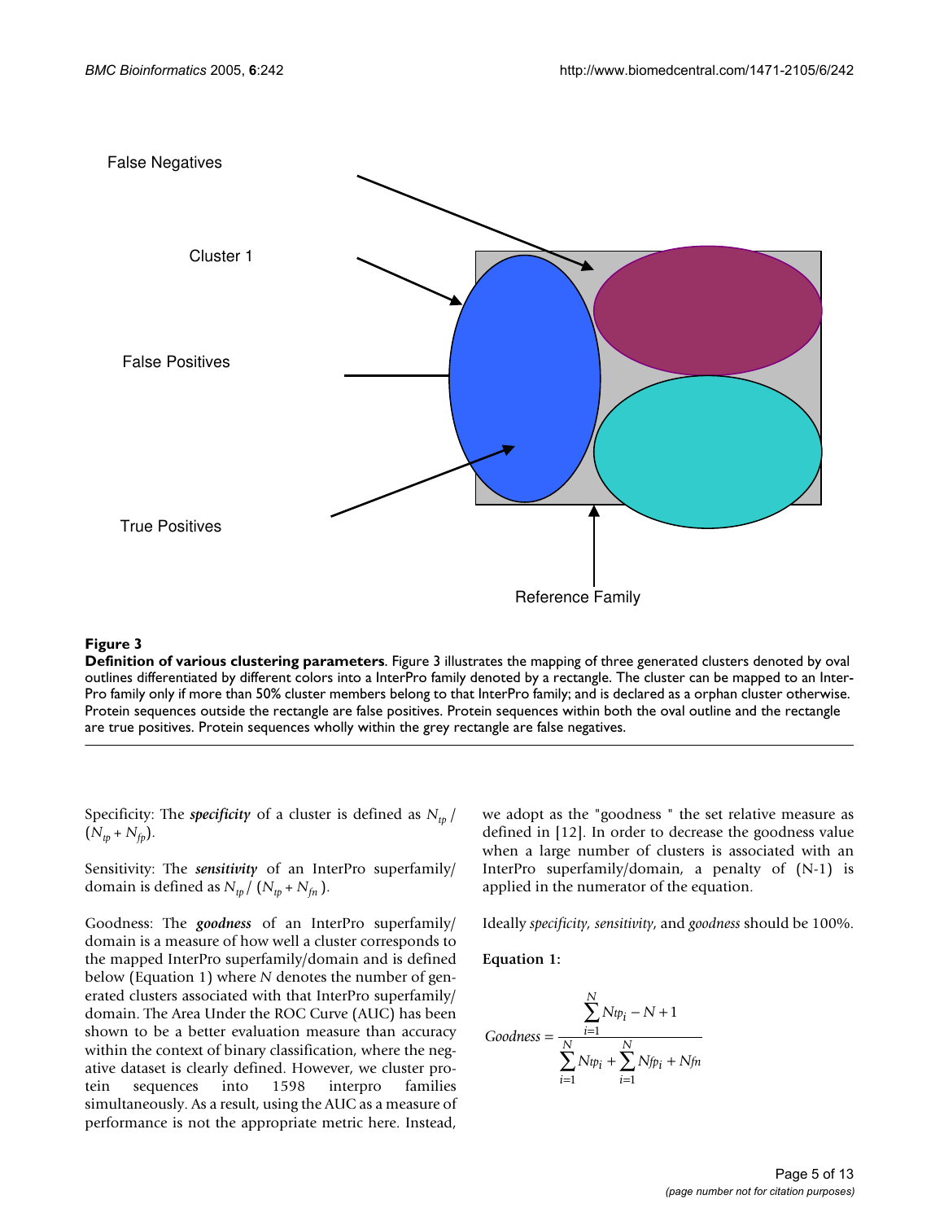False Negatives

Cluster 1

False Positives

True Positives

Reference Family

**Figure 3**

**Definition of various clustering parameters**. Figure 3 illustrates the mapping of three generated clusters denoted by oval outlines differentiated by different colors into a InterPro family denoted by a rectangle. The cluster can be mapped to an InterPro family only if more than 50% cluster members belong to that InterPro family; and is declared as a orphan cluster otherwise. Protein sequences outside the rectangle are false positives. Protein sequences within both the oval outline and the rectangle are true positives. Protein sequences wholly within the grey rectangle are false negatives.

Specificity: The ***specificity*** of a cluster is defined as $N_{tp} / (N_{tp} + N_{fp})$.

Sensitivity: The ***sensitivity*** of an InterPro superfamily/domain is defined as $N_{tp} / (N_{tp} + N_{fn})$.

Goodness: The ***goodness*** of an InterPro superfamily/domain is a measure of how well a cluster corresponds to the mapped InterPro superfamily/domain and is defined below (Equation 1) where *N* denotes the number of generated clusters associated with that InterPro superfamily/domain. The Area Under the ROC Curve (AUC) has been shown to be a better evaluation measure than accuracy within the context of binary classification, where the negative dataset is clearly defined. However, we cluster protein sequences into 1598 interpro families simultaneously. As a result, using the AUC as a measure of performance is not the appropriate metric here. Instead, we adopt as the "goodness " the set relative measure as defined in [12]. In order to decrease the goodness value when a large number of clusters is associated with an InterPro superfamily/domain, a penalty of (N-1) is applied in the numerator of the equation.

Ideally *specificity*, *sensitivity*, and *goodness* should be 100%.

**Equation 1:**

$$Goodness = \frac{\sum_{i=1}^{N} Ntp_i - N + 1}{\sum_{i=1}^{N} Ntp_i + \sum_{i=1}^{N} Nfp_i + Nfn}$$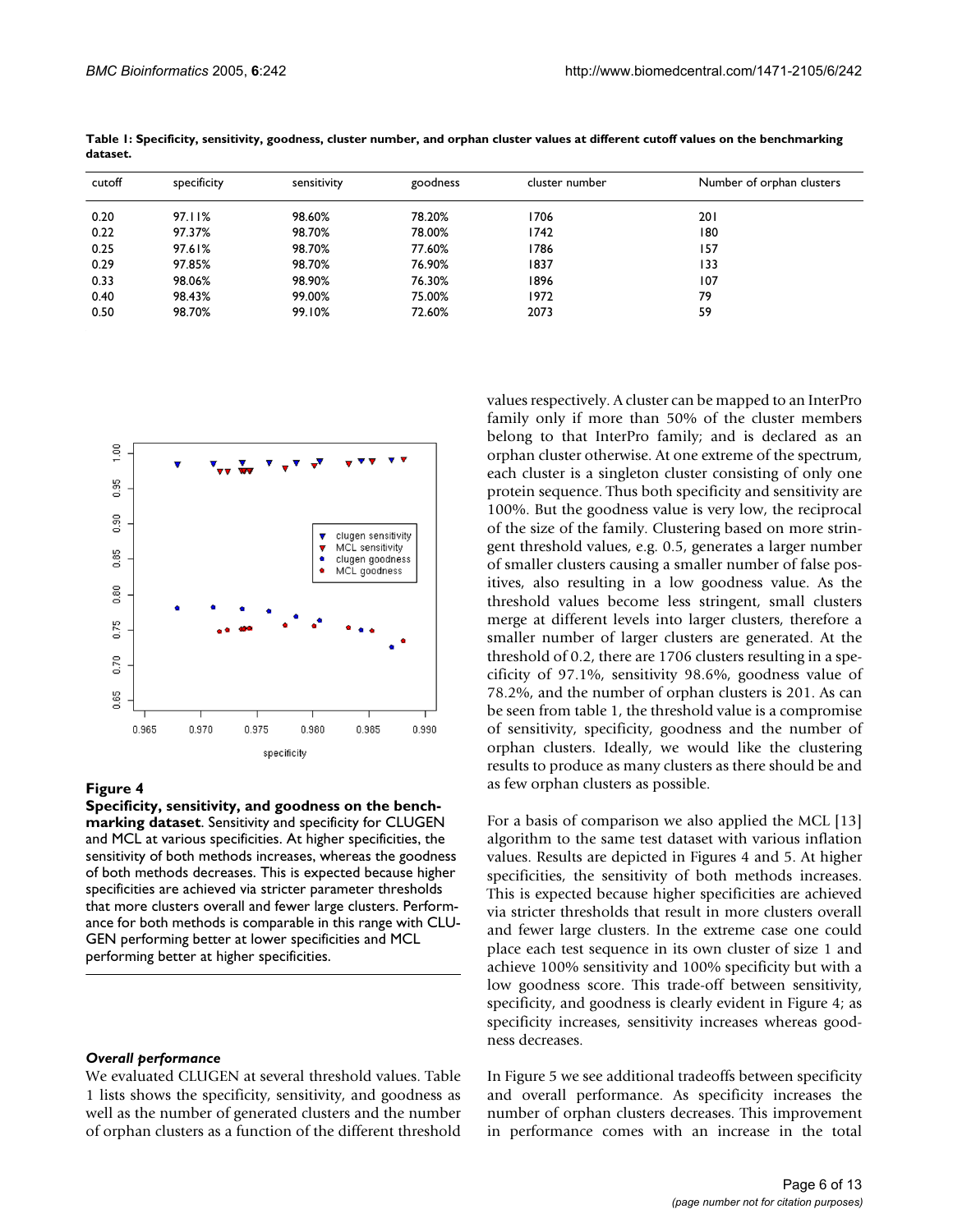**Table 1: Specificity, sensitivity, goodness, cluster number, and orphan cluster values at different cutoff values on the benchmarking dataset.**

| cutoff | specificity | sensitivity | goodness | cluster number | Number of orphan clusters |
|---|---|---|---|---|---|
| 0.20 | 97.11% | 98.60% | 78.20% | 1706 | 201 |
| 0.22 | 97.37% | 98.70% | 78.00% | 1742 | 180 |
| 0.25 | 97.61% | 98.70% | 77.60% | 1786 | 157 |
| 0.29 | 97.85% | 98.70% | 76.90% | 1837 | 133 |
| 0.33 | 98.06% | 98.90% | 76.30% | 1896 | 107 |
| 0.40 | 98.43% | 99.00% | 75.00% | 1972 | 79 |
| 0.50 | 98.70% | 99.10% | 72.60% | 2073 | 59 |

**Figure 4**

**Specificity, sensitivity, and goodness on the benchmarking dataset**. Sensitivity and specificity for CLUGEN and MCL at various specificities. At higher specificities, the sensitivity of both methods increases, whereas the goodness of both methods decreases. This is expected because higher specificities are achieved via stricter parameter thresholds that more clusters overall and fewer large clusters. Performance for both methods is comparable in this range with CLUGEN performing better at lower specificities and MCL performing better at higher specificities.

### *Overall performance*

We evaluated CLUGEN at several threshold values. Table 1 lists shows the specificity, sensitivity, and goodness as well as the number of generated clusters and the number of orphan clusters as a function of the different threshold values respectively. A cluster can be mapped to an InterPro family only if more than 50% of the cluster members belong to that InterPro family; and is declared as an orphan cluster otherwise. At one extreme of the spectrum, each cluster is a singleton cluster consisting of only one protein sequence. Thus both specificity and sensitivity are 100%. But the goodness value is very low, the reciprocal of the size of the family. Clustering based on more stringent threshold values, e.g. 0.5, generates a larger number of smaller clusters causing a smaller number of false positives, also resulting in a low goodness value. As the threshold values become less stringent, small clusters merge at different levels into larger clusters, therefore a smaller number of larger clusters are generated. At the threshold of 0.2, there are 1706 clusters resulting in a specificity of 97.1%, sensitivity 98.6%, goodness value of 78.2%, and the number of orphan clusters is 201. As can be seen from table 1, the threshold value is a compromise of sensitivity, specificity, goodness and the number of orphan clusters. Ideally, we would like the clustering results to produce as many clusters as there should be and as few orphan clusters as possible.

For a basis of comparison we also applied the MCL [13] algorithm to the same test dataset with various inflation values. Results are depicted in Figures 4 and 5. At higher specificities, the sensitivity of both methods increases. This is expected because higher specificities are achieved via stricter thresholds that result in more clusters overall and fewer large clusters. In the extreme case one could place each test sequence in its own cluster of size 1 and achieve 100% sensitivity and 100% specificity but with a low goodness score. This trade-off between sensitivity, specificity, and goodness is clearly evident in Figure 4; as specificity increases, sensitivity increases whereas goodness decreases.

In Figure 5 we see additional tradeoffs between specificity and overall performance. As specificity increases the number of orphan clusters decreases. This improvement in performance comes with an increase in the total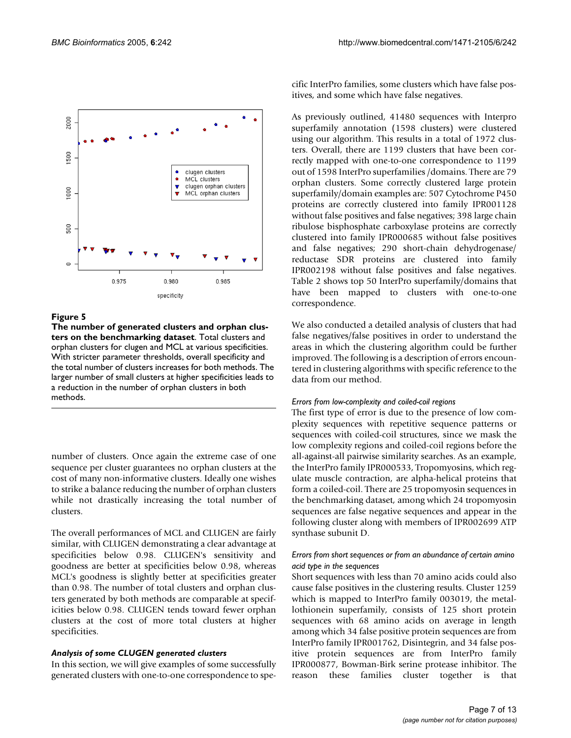**Figure 5**

**The number of generated clusters and orphan clusters on the benchmarking dataset**. Total clusters and orphan clusters for clugen and MCL at various specificities. With stricter parameter thresholds, overall specificity and the total number of clusters increases for both methods. The larger number of small clusters at higher specificities leads to a reduction in the number of orphan clusters in both methods.

number of clusters. Once again the extreme case of one sequence per cluster guarantees no orphan clusters at the cost of many non-informative clusters. Ideally one wishes to strike a balance reducing the number of orphan clusters while not drastically increasing the total number of clusters.

The overall performances of MCL and CLUGEN are fairly similar, with CLUGEN demonstrating a clear advantage at specificities below 0.98. CLUGEN's sensitivity and goodness are better at specificities below 0.98, whereas MCL's goodness is slightly better at specificities greater than 0.98. The number of total clusters and orphan clusters generated by both methods are comparable at specificities below 0.98. CLUGEN tends toward fewer orphan clusters at the cost of more total clusters at higher specificities.

### Analysis of some CLUGEN generated clusters

In this section, we will give examples of some successfully generated clusters with one-to-one correspondence to specific InterPro families, some clusters which have false positives, and some which have false negatives.

As previously outlined, 41480 sequences with Interpro superfamily annotation (1598 clusters) were clustered using our algorithm. This results in a total of 1972 clusters. Overall, there are 1199 clusters that have been correctly mapped with one-to-one correspondence to 1199 out of 1598 InterPro superfamilies /domains. There are 79 orphan clusters. Some correctly clustered large protein superfamily/domain examples are: 507 Cytochrome P450 proteins are correctly clustered into family IPR001128 without false positives and false negatives; 398 large chain ribulose bisphosphate carboxylase proteins are correctly clustered into family IPR000685 without false positives and false negatives; 290 short-chain dehydrogenase/ reductase SDR proteins are clustered into family IPR002198 without false positives and false negatives. Table 2 shows top 50 InterPro superfamily/domains that have been mapped to clusters with one-to-one correspondence.

We also conducted a detailed analysis of clusters that had false negatives/false positives in order to understand the areas in which the clustering algorithm could be further improved. The following is a description of errors encountered in clustering algorithms with specific reference to the data from our method.

#### *Errors from low-complexity and coiled-coil regions*

The first type of error is due to the presence of low complexity sequences with repetitive sequence patterns or sequences with coiled-coil structures, since we mask the low complexity regions and coiled-coil regions before the all-against-all pairwise similarity searches. As an example, the InterPro family IPR000533, Tropomyosins, which regulate muscle contraction, are alpha-helical proteins that form a coiled-coil. There are 25 tropomyosin sequences in the benchmarking dataset, among which 24 tropomyosin sequences are false negative sequences and appear in the following cluster along with members of IPR002699 ATP synthase subunit D.

#### *Errors from short sequences or from an abundance of certain amino acid type in the sequences*

Short sequences with less than 70 amino acids could also cause false positives in the clustering results. Cluster 1259 which is mapped to InterPro family 003019, the metallothionein superfamily, consists of 125 short protein sequences with 68 amino acids on average in length among which 34 false positive protein sequences are from InterPro family IPR001762, Disintegrin, and 34 false positive protein sequences are from InterPro family IPR000877, Bowman-Birk serine protease inhibitor. The reason these families cluster together is that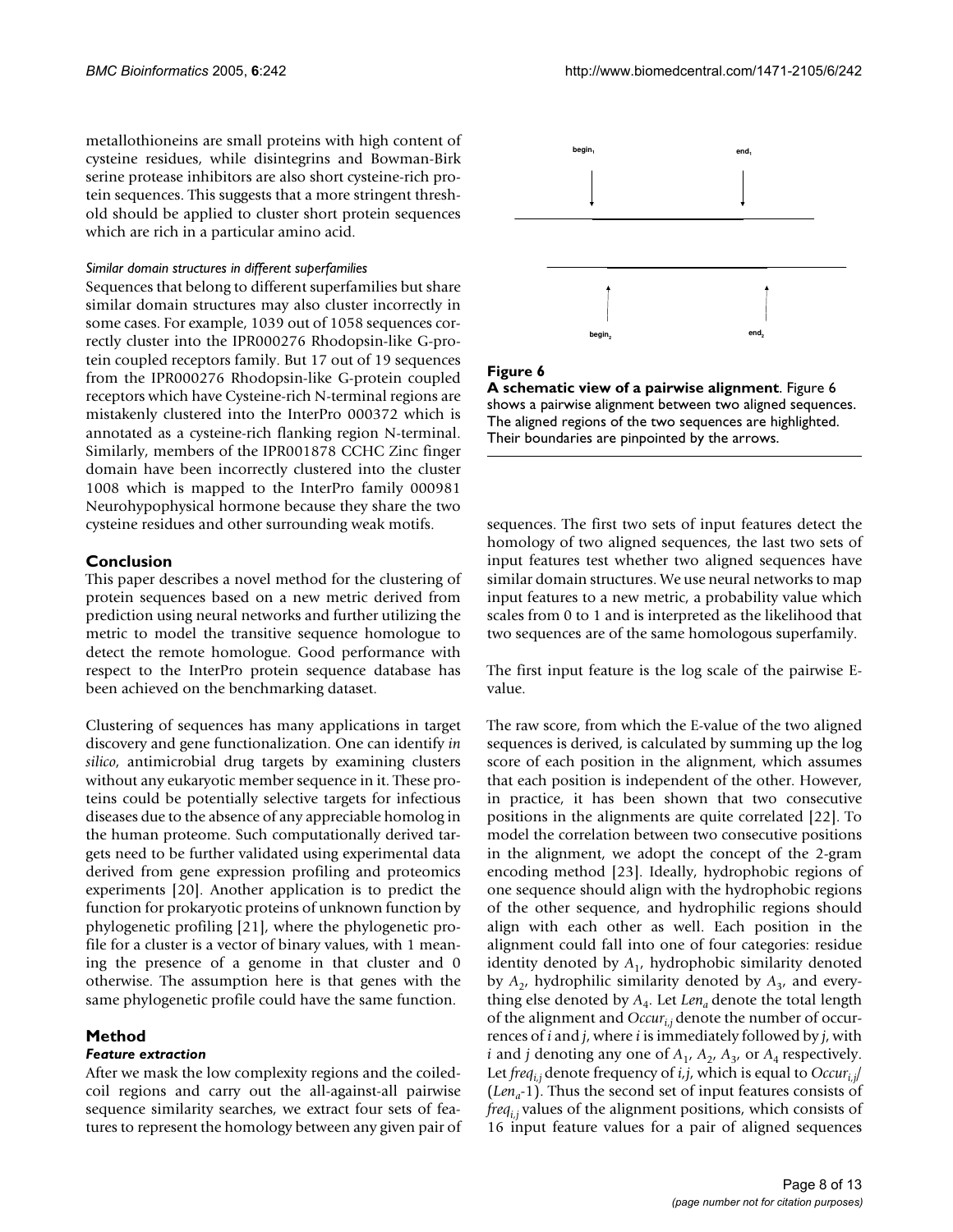metallothioneins are small proteins with high content of cysteine residues, while disintegrins and Bowman-Birk serine protease inhibitors are also short cysteine-rich protein sequences. This suggests that a more stringent threshold should be applied to cluster short protein sequences which are rich in a particular amino acid.

*Similar domain structures in different superfamilies*

Sequences that belong to different superfamilies but share similar domain structures may also cluster incorrectly in some cases. For example, 1039 out of 1058 sequences correctly cluster into the IPR000276 Rhodopsin-like G-protein coupled receptors family. But 17 out of 19 sequences from the IPR000276 Rhodopsin-like G-protein coupled receptors which have Cysteine-rich N-terminal regions are mistakenly clustered into the InterPro 000372 which is annotated as a cysteine-rich flanking region N-terminal. Similarly, members of the IPR001878 CCHC Zinc finger domain have been incorrectly clustered into the cluster 1008 which is mapped to the InterPro family 000981 Neurohypophysical hormone because they share the two cysteine residues and other surrounding weak motifs.

## Conclusion

This paper describes a novel method for the clustering of protein sequences based on a new metric derived from prediction using neural networks and further utilizing the metric to model the transitive sequence homologue to detect the remote homologue. Good performance with respect to the InterPro protein sequence database has been achieved on the benchmarking dataset.

Clustering of sequences has many applications in target discovery and gene functionalization. One can identify *in silico*, antimicrobial drug targets by examining clusters without any eukaryotic member sequence in it. These proteins could be potentially selective targets for infectious diseases due to the absence of any appreciable homolog in the human proteome. Such computationally derived targets need to be further validated using experimental data derived from gene expression profiling and proteomics experiments [20]. Another application is to predict the function for prokaryotic proteins of unknown function by phylogenetic profiling [21], where the phylogenetic profile for a cluster is a vector of binary values, with 1 meaning the presence of a genome in that cluster and 0 otherwise. The assumption here is that genes with the same phylogenetic profile could have the same function.

## Method

### Feature extraction

After we mask the low complexity regions and the coiled-coil regions and carry out the all-against-all pairwise sequence similarity searches, we extract four sets of features to represent the homology between any given pair of sequences. The first two sets of input features detect the homology of two aligned sequences, the last two sets of input features test whether two aligned sequences have similar domain structures. We use neural networks to map input features to a new metric, a probability value which scales from 0 to 1 and is interpreted as the likelihood that two sequences are of the same homologous superfamily.

**Figure 6**

**A schematic view of a pairwise alignment**. Figure 6 shows a pairwise alignment between two aligned sequences. The aligned regions of the two sequences are highlighted. Their boundaries are pinpointed by the arrows.

The first input feature is the log scale of the pairwise E-value.

The raw score, from which the E-value of the two aligned sequences is derived, is calculated by summing up the log score of each position in the alignment, which assumes that each position is independent of the other. However, in practice, it has been shown that two consecutive positions in the alignments are quite correlated [22]. To model the correlation between two consecutive positions in the alignment, we adopt the concept of the 2-gram encoding method [23]. Ideally, hydrophobic regions of one sequence should align with the hydrophobic regions of the other sequence, and hydrophilic regions should align with each other as well. Each position in the alignment could fall into one of four categories: residue identity denoted by $A_1$, hydrophobic similarity denoted by $A_2$, hydrophilic similarity denoted by $A_3$, and everything else denoted by $A_4$. Let $Len_a$ denote the total length of the alignment and $Occur_{i,j}$ denote the number of occurrences of $i$ and $j$, where $i$ is immediately followed by $j$, with $i$ and $j$ denoting any one of $A_1$, $A_2$, $A_3$, or $A_4$ respectively. Let $freq_{i,j}$ denote frequency of $i,j$, which is equal to $Occur_{i,j}/(Len_a-1)$. Thus the second set of input features consists of $freq_{i,j}$ values of the alignment positions, which consists of 16 input feature values for a pair of aligned sequences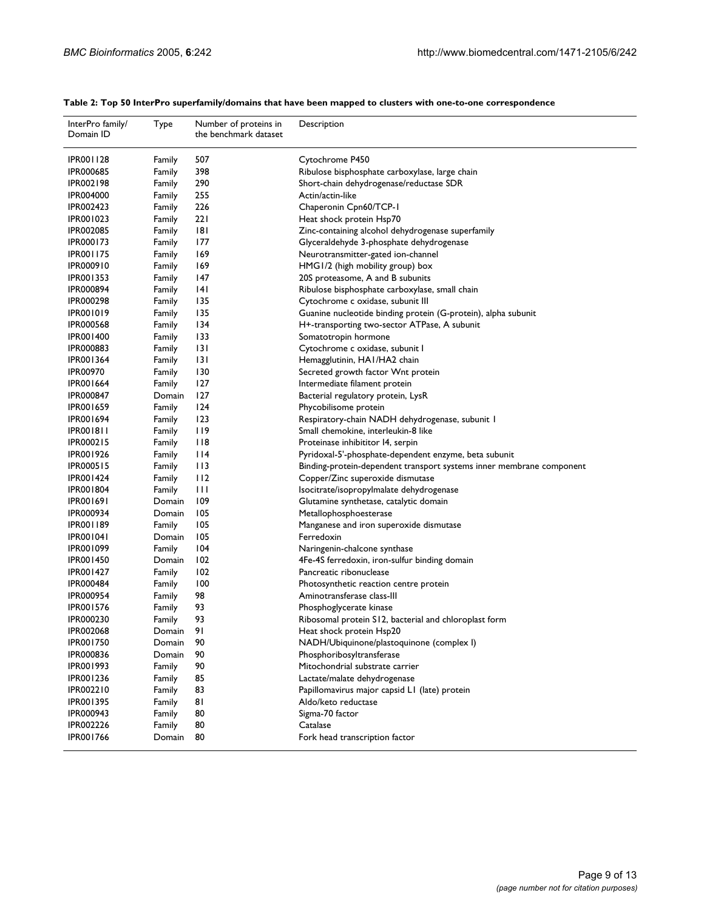**Table 2: Top 50 InterPro superfamily/domains that have been mapped to clusters with one-to-one correspondence**

| InterPro family/ Domain ID | Type | Number of proteins in the benchmark dataset | Description |
| --- | --- | --- | --- |
| IPR001128 | Family | 507 | Cytochrome P450 |
| IPR000685 | Family | 398 | Ribulose bisphosphate carboxylase, large chain |
| IPR002198 | Family | 290 | Short-chain dehydrogenase/reductase SDR |
| IPR004000 | Family | 255 | Actin/actin-like |
| IPR002423 | Family | 226 | Chaperonin Cpn60/TCP-1 |
| IPR001023 | Family | 221 | Heat shock protein Hsp70 |
| IPR002085 | Family | 181 | Zinc-containing alcohol dehydrogenase superfamily |
| IPR000173 | Family | 177 | Glyceraldehyde 3-phosphate dehydrogenase |
| IPR001175 | Family | 169 | Neurotransmitter-gated ion-channel |
| IPR000910 | Family | 169 | HMG1/2 (high mobility group) box |
| IPR001353 | Family | 147 | 20S proteasome, A and B subunits |
| IPR000894 | Family | 141 | Ribulose bisphosphate carboxylase, small chain |
| IPR000298 | Family | 135 | Cytochrome c oxidase, subunit III |
| IPR001019 | Family | 135 | Guanine nucleotide binding protein (G-protein), alpha subunit |
| IPR000568 | Family | 134 | H+-transporting two-sector ATPase, A subunit |
| IPR001400 | Family | 133 | Somatotropin hormone |
| IPR000883 | Family | 131 | Cytochrome c oxidase, subunit I |
| IPR001364 | Family | 131 | Hemagglutinin, HA1/HA2 chain |
| IPR00970 | Family | 130 | Secreted growth factor Wnt protein |
| IPR001664 | Family | 127 | Intermediate filament protein |
| IPR000847 | Domain | 127 | Bacterial regulatory protein, LysR |
| IPR001659 | Family | 124 | Phycobilisome protein |
| IPR001694 | Family | 123 | Respiratory-chain NADH dehydrogenase, subunit 1 |
| IPR001811 | Family | 119 | Small chemokine, interleukin-8 like |
| IPR000215 | Family | 118 | Proteinase inhibititor I4, serpin |
| IPR001926 | Family | 114 | Pyridoxal-5'-phosphate-dependent enzyme, beta subunit |
| IPR000515 | Family | 113 | Binding-protein-dependent transport systems inner membrane component |
| IPR001424 | Family | 112 | Copper/Zinc superoxide dismutase |
| IPR001804 | Family | 111 | Isocitrate/isopropylmalate dehydrogenase |
| IPR001691 | Domain | 109 | Glutamine synthetase, catalytic domain |
| IPR000934 | Domain | 105 | Metallophosphoesterase |
| IPR001189 | Family | 105 | Manganese and iron superoxide dismutase |
| IPR001041 | Domain | 105 | Ferredoxin |
| IPR001099 | Family | 104 | Naringenin-chalcone synthase |
| IPR001450 | Domain | 102 | 4Fe-4S ferredoxin, iron-sulfur binding domain |
| IPR001427 | Family | 102 | Pancreatic ribonuclease |
| IPR000484 | Family | 100 | Photosynthetic reaction centre protein |
| IPR000954 | Family | 98 | Aminotransferase class-III |
| IPR001576 | Family | 93 | Phosphoglycerate kinase |
| IPR000230 | Family | 93 | Ribosomal protein S12, bacterial and chloroplast form |
| IPR002068 | Domain | 91 | Heat shock protein Hsp20 |
| IPR001750 | Domain | 90 | NADH/Ubiquinone/plastoquinone (complex I) |
| IPR000836 | Domain | 90 | Phosphoribosyltransferase |
| IPR001993 | Family | 90 | Mitochondrial substrate carrier |
| IPR001236 | Family | 85 | Lactate/malate dehydrogenase |
| IPR002210 | Family | 83 | Papillomavirus major capsid L1 (late) protein |
| IPR001395 | Family | 81 | Aldo/keto reductase |
| IPR000943 | Family | 80 | Sigma-70 factor |
| IPR002226 | Family | 80 | Catalase |
| IPR001766 | Domain | 80 | Fork head transcription factor |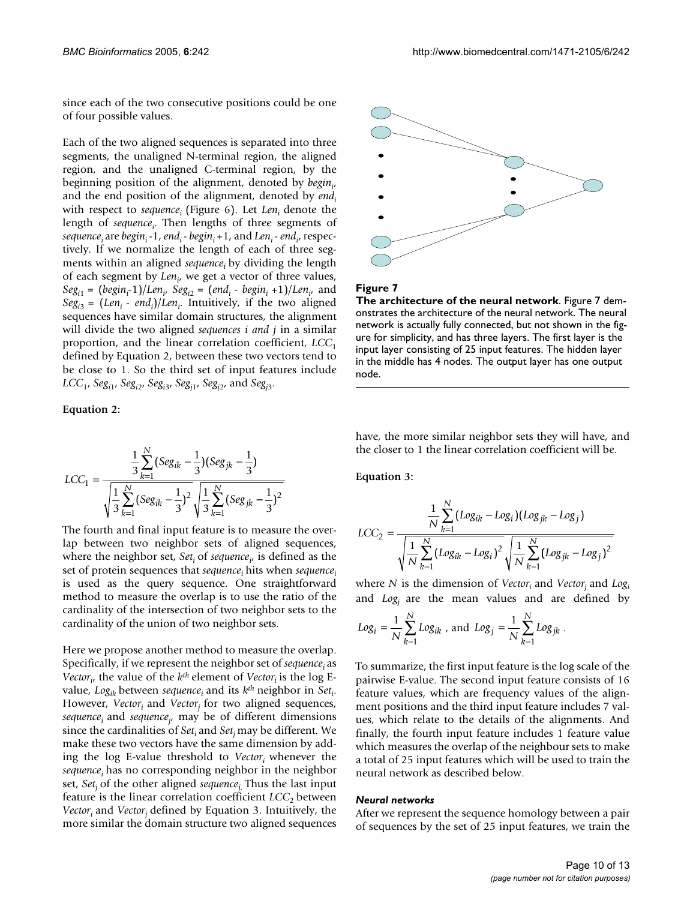since each of the two consecutive positions could be one of four possible values.

Each of the two aligned sequences is separated into three segments, the unaligned N-terminal region, the aligned region, and the unaligned C-terminal region, by the beginning position of the alignment, denoted by $begin_i$, and the end position of the alignment, denoted by $end_i$ with respect to $sequence_i$ (Figure 6). Let $Len_i$ denote the length of $sequence_i$. Then lengths of three segments of $sequence_i$ are $begin_i$ -1, $end_i$ - $begin_i$ +1, and $Len_i$ - $end_i$, respectively. If we normalize the length of each of three segments within an aligned $sequence_i$ by dividing the length of each segment by $Len_i$, we get a vector of three values, $Seg_{i1} = (begin_i-1)/Len_i$, $Seg_{i2} = (end_i - begin_i +1)/Len_i$, and $Seg_{i3} = (Len_i - end_i)/Len_i$. Intuitively, if the two aligned sequences have similar domain structures, the alignment will divide the two aligned *sequences i and j* in a similar proportion, and the linear correlation coefficient, $LCC_1$ defined by Equation 2, between these two vectors tend to be close to 1. So the third set of input features include $LCC_1$, $Seg_{i1}$, $Seg_{i2}$, $Seg_{i3}$, $Seg_{j1}$, $Seg_{j2}$, and $Seg_{j3}$.

**Equation 2:**

$$LCC_1 = \frac{\frac{1}{3}\sum_{k=1}^{N}(Seg_{ik} - \frac{1}{3})(Seg_{jk} - \frac{1}{3})}{\sqrt{\frac{1}{3}\sum_{k=1}^{N}(Seg_{ik} - \frac{1}{3})^2}\sqrt{\frac{1}{3}\sum_{k=1}^{N}(Seg_{jk} - \frac{1}{3})^2}}$$

The fourth and final input feature is to measure the overlap between two neighbor sets of aligned sequences, where the neighbor set, $Set_i$ of $sequence_i$, is defined as the set of protein sequences that $sequence_i$ hits when $sequence_i$ is used as the query sequence. One straightforward method to measure the overlap is to use the ratio of the cardinality of the intersection of two neighbor sets to the cardinality of the union of two neighbor sets.

Here we propose another method to measure the overlap. Specifically, if we represent the neighbor set of $sequence_i$ as $Vector_i$, the value of the $k^{th}$ element of $Vector_i$ is the log E-value, $Log_{ik}$ between $sequence_i$ and its $k^{th}$ neighbor in $Set_i$. However, $Vector_i$ and $Vector_j$ for two aligned sequences, $sequence_i$ and $sequence_j$, may be of different dimensions since the cardinalities of $Set_i$ and $Set_j$ may be different. We make these two vectors have the same dimension by adding the log E-value threshold to $Vector_i$ whenever the $sequence_i$ has no corresponding neighbor in the neighbor set, $Set_j$ of the other aligned $sequence_j$. Thus the last input feature is the linear correlation coefficient $LCC_2$ between $Vector_i$ and $Vector_j$ defined by Equation 3. Intuitively, the more similar the domain structure two aligned sequences have, the more similar neighbor sets they will have, and the closer to 1 the linear correlation coefficient will be.

**Figure 7**

**The architecture of the neural network**. Figure 7 demonstrates the architecture of the neural network. The neural network is actually fully connected, but not shown in the figure for simplicity, and has three layers. The first layer is the input layer consisting of 25 input features. The hidden layer in the middle has 4 nodes. The output layer has one output node.

**Equation 3:**

$$LCC_2 = \frac{\frac{1}{N}\sum_{k=1}^{N}(Log_{ik} - Log_i)(Log_{jk} - Log_j)}{\sqrt{\frac{1}{N}\sum_{k=1}^{N}(Log_{ik} - Log_i)^2}\sqrt{\frac{1}{N}\sum_{k=1}^{N}(Log_{jk} - Log_j)^2}}$$

where $N$ is the dimension of $Vector_i$ and $Vector_j$ and $Log_i$ and $Log_j$ are the mean values and are defined by

$$Log_i = \frac{1}{N}\sum_{k=1}^{N} Log_{ik} \text{ , and } Log_j = \frac{1}{N}\sum_{k=1}^{N} Log_{jk} .$$

To summarize, the first input feature is the log scale of the pairwise E-value. The second input feature consists of 16 feature values, which are frequency values of the alignment positions and the third input feature includes 7 values, which relate to the details of the alignments. And finally, the fourth input feature includes 1 feature value which measures the overlap of the neighbour sets to make a total of 25 input features which will be used to train the neural network as described below.

### *Neural networks*

After we represent the sequence homology between a pair of sequences by the set of 25 input features, we train the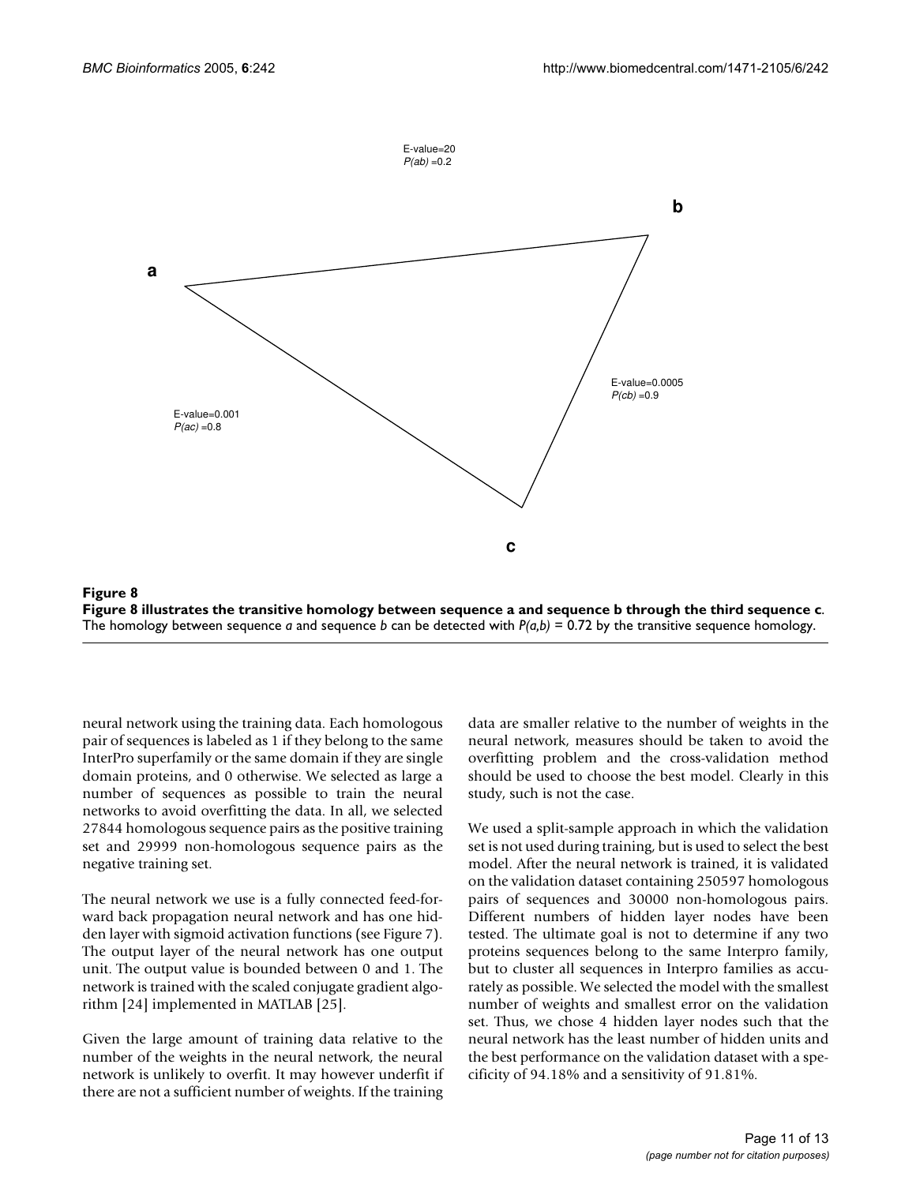E-value=20
$P(ab)$ =0.2

**a**

**b**

**c**

E-value=0.001
$P(ac)$ =0.8

E-value=0.0005
$P(cb)$ =0.9

**Figure 8**

**Figure 8 illustrates the transitive homology between sequence a and sequence b through the third sequence c.** The homology between sequence *a* and sequence *b* can be detected with $P(a,b)$ = 0.72 by the transitive sequence homology.

neural network using the training data. Each homologous pair of sequences is labeled as 1 if they belong to the same InterPro superfamily or the same domain if they are single domain proteins, and 0 otherwise. We selected as large a number of sequences as possible to train the neural networks to avoid overfitting the data. In all, we selected 27844 homologous sequence pairs as the positive training set and 29999 non-homologous sequence pairs as the negative training set.

The neural network we use is a fully connected feed-forward back propagation neural network and has one hidden layer with sigmoid activation functions (see Figure 7). The output layer of the neural network has one output unit. The output value is bounded between 0 and 1. The network is trained with the scaled conjugate gradient algorithm [24] implemented in MATLAB [25].

Given the large amount of training data relative to the number of the weights in the neural network, the neural network is unlikely to overfit. It may however underfit if there are not a sufficient number of weights. If the training data are smaller relative to the number of weights in the neural network, measures should be taken to avoid the overfitting problem and the cross-validation method should be used to choose the best model. Clearly in this study, such is not the case.

We used a split-sample approach in which the validation set is not used during training, but is used to select the best model. After the neural network is trained, it is validated on the validation dataset containing 250597 homologous pairs of sequences and 30000 non-homologous pairs. Different numbers of hidden layer nodes have been tested. The ultimate goal is not to determine if any two proteins sequences belong to the same Interpro family, but to cluster all sequences in Interpro families as accurately as possible. We selected the model with the smallest number of weights and smallest error on the validation set. Thus, we chose 4 hidden layer nodes such that the neural network has the least number of hidden units and the best performance on the validation dataset with a specificity of 94.18% and a sensitivity of 91.81%.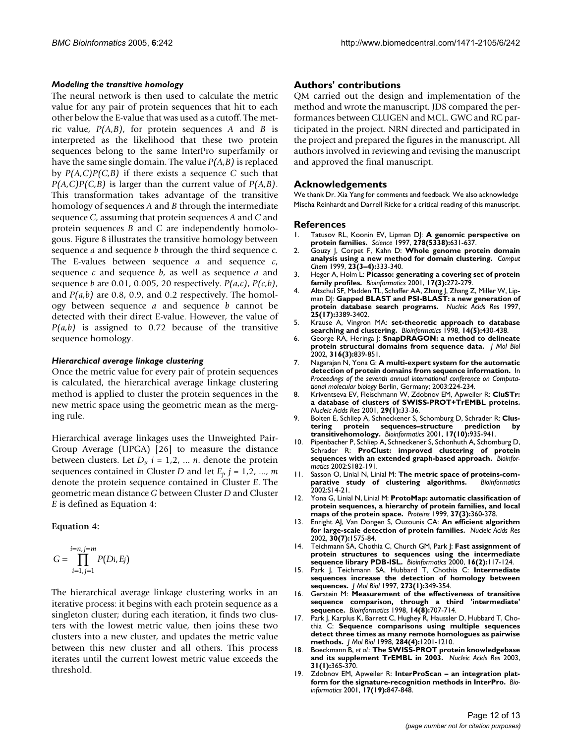#### *Modeling the transitive homology*

The neural network is then used to calculate the metric value for any pair of protein sequences that hit to each other below the E-value that was used as a cutoff. The metric value, $P(A,B)$, for protein sequences $A$ and $B$ is interpreted as the likelihood that these two protein sequences belong to the same InterPro superfamily or have the same single domain. The value $P(A,B)$ is replaced by $P(A,C)P(C,B)$ if there exists a sequence $C$ such that $P(A,C)P(C,B)$ is larger than the current value of $P(A,B)$. This transformation takes advantage of the transitive homology of sequences $A$ and $B$ through the intermediate sequence $C$, assuming that protein sequences $A$ and $C$ and protein sequences $B$ and $C$ are independently homologous. Figure 8 illustrates the transitive homology between sequence $a$ and sequence $b$ through the third sequence c. The E-values between sequence $a$ and sequence $c$, sequence $c$ and sequence $b$, as well as sequence $a$ and sequence $b$ are 0.01, 0.005, 20 respectively. $P(a,c)$, $P(c,b)$, and $P(a,b)$ are 0.8, 0.9, and 0.2 respectively. The homology between sequence $a$ and sequence $b$ cannot be detected with their direct E-value. However, the value of $P(a,b)$ is assigned to 0.72 because of the transitive sequence homology.

#### *Hierarchical average linkage clustering*

Once the metric value for every pair of protein sequences is calculated, the hierarchical average linkage clustering method is applied to cluster the protein sequences in the new metric space using the geometric mean as the merging rule.

Hierarchical average linkages uses the Unweighted Pair-Group Average (UPGA) [26] to measure the distance between clusters. Let $D_i$, $i = 1,2, \ldots n$. denote the protein sequences contained in Cluster $D$ and let $E_j$, $j = 1,2, \ldots, m$ denote the protein sequence contained in Cluster $E$. The geometric mean distance $G$ between Cluster $D$ and Cluster $E$ is defined as Equation 4:

**Equation 4:**

$$G = \prod_{i=1, j=1}^{i=n, j=m} P(D_i, E_j)$$

The hierarchical average linkage clustering works in an iterative process: it begins with each protein sequence as a singleton cluster; during each iteration, it finds two clusters with the lowest metric value, then joins these two clusters into a new cluster, and updates the metric value between this new cluster and all others. This process iterates until the current lowest metric value exceeds the threshold.

## Authors' contributions

QM carried out the design and implementation of the method and wrote the manuscript. JDS compared the performances between CLUGEN and MCL. GWC and RC participated in the project. NRN directed and participated in the project and prepared the figures in the manuscript. All authors involved in reviewing and revising the manuscript and approved the final manuscript.

## Acknowledgements

We thank Dr. Xia Yang for comments and feedback. We also acknowledge Mischa Reinhardt and Darrell Ricke for a critical reading of this manuscript.

## References

1. Tatusov RL, Koonin EV, Lipman DJ: **A genomic perspective on protein families.** *Science* 1997, **278(5338):**631-637.
2. Gouzy J, Corpet F, Kahn D: **Whole genome protein domain analysis using a new method for domain clustering.** *Comput Chem* 1999, **23(3–4):**333-340.
3. Heger A, Holm L: **Picasso: generating a covering set of protein family profiles.** *Bioinformatics* 2001, **17(3):**272-279.
4. Altschul SF, Madden TL, Schaffer AA, Zhang J, Zhang Z, Miller W, Lipman DJ: **Gapped BLAST and PSI-BLAST: a new generation of protein database search programs.** *Nucleic Acids Res* 1997, **25(17):**3389-3402.
5. Krause A, Vingron MA: **set-theoretic approach to database searching and clustering.** *Bioinformatics* 1998, **14(5):**430-438.
6. George RA, Heringa J: **SnapDRAGON: a method to delineate protein structural domains from sequence data.** *J Mol Biol* 2002, **316(3):**839-851.
7. Nagarajan N, Yona G: **A multi-expert system for the automatic detection of protein domains from sequence information.** In *Proceedings of the seventh annual international conference on Computational molecular biology* Berlin, Germany; 2003:224-234.
8. Kriventseva EV, Fleischmann W, Zdobnov EM, Apweiler R: **CluSTr: a database of clusters of SWISS-PROT+TrEMBL proteins.** *Nucleic Acids Res* 2001, **29(1):**33-36.
9. Bolten E, Schliep A, Schneckener S, Schomburg D, Schrader R: **Clustering protein sequences–structure prediction by transitivehomology.** *Bioinformatics* 2001, **17(10):**935-941.
10. Pipenbacher P, Schliep A, Schneckener S, Schonhuth A, Schomburg D, Schrader R: **ProClust: improved clustering of protein sequences with an extended graph-based approach.** *Bioinformatics* 2002:S182-191.
11. Sasson O, Linial N, Linial M: **The metric space of proteins-comparative study of clustering algorithms.** *Bioinformatics* 2002:S14-21.
12. Yona G, Linial N, Linial M: **ProtoMap: automatic classification of protein sequences, a hierarchy of protein families, and local maps of the protein space.** *Proteins* 1999, **37(3):**360-378.
13. Enright AJ, Van Dongen S, Ouzounis CA: **An efficient algorithm for large-scale detection of protein families.** *Nucleic Acids Res* 2002, **30(7):**1575-84.
14. Teichmann SA, Chothia C, Church GM, Park J: **Fast assignment of protein structures to sequences using the intermediate sequence library PDB-ISL.** *Bioinformatics* 2000, **16(2):**117-124.
15. Park J, Teichmann SA, Hubbard T, Chothia C: **Intermediate sequences increase the detection of homology between sequences.** *J Mol Biol* 1997, **273(1):**349-354.
16. Gerstein M: **Measurement of the effectiveness of transitive sequence comparison, through a third 'intermediate' sequence.** *Bioinformatics* 1998, **14(8):**707-714.
17. Park J, Karplus K, Barrett C, Hughey R, Haussler D, Hubbard T, Chothia C: **Sequence comparisons using multiple sequences detect three times as many remote homologues as pairwise methods.** *J Mol Biol* 1998, **284(4):**1201-1210.
18. Boeckmann B, *et al.*: **The SWISS-PROT protein knowledgebase and its supplement TrEMBL in 2003.** *Nucleic Acids Res* 2003, **31(1):**365-370.
19. Zdobnov EM, Apweiler R: **InterProScan – an integration platform for the signature-recognition methods in InterPro.** *Bioinformatics* 2001, **17(19):**847-848.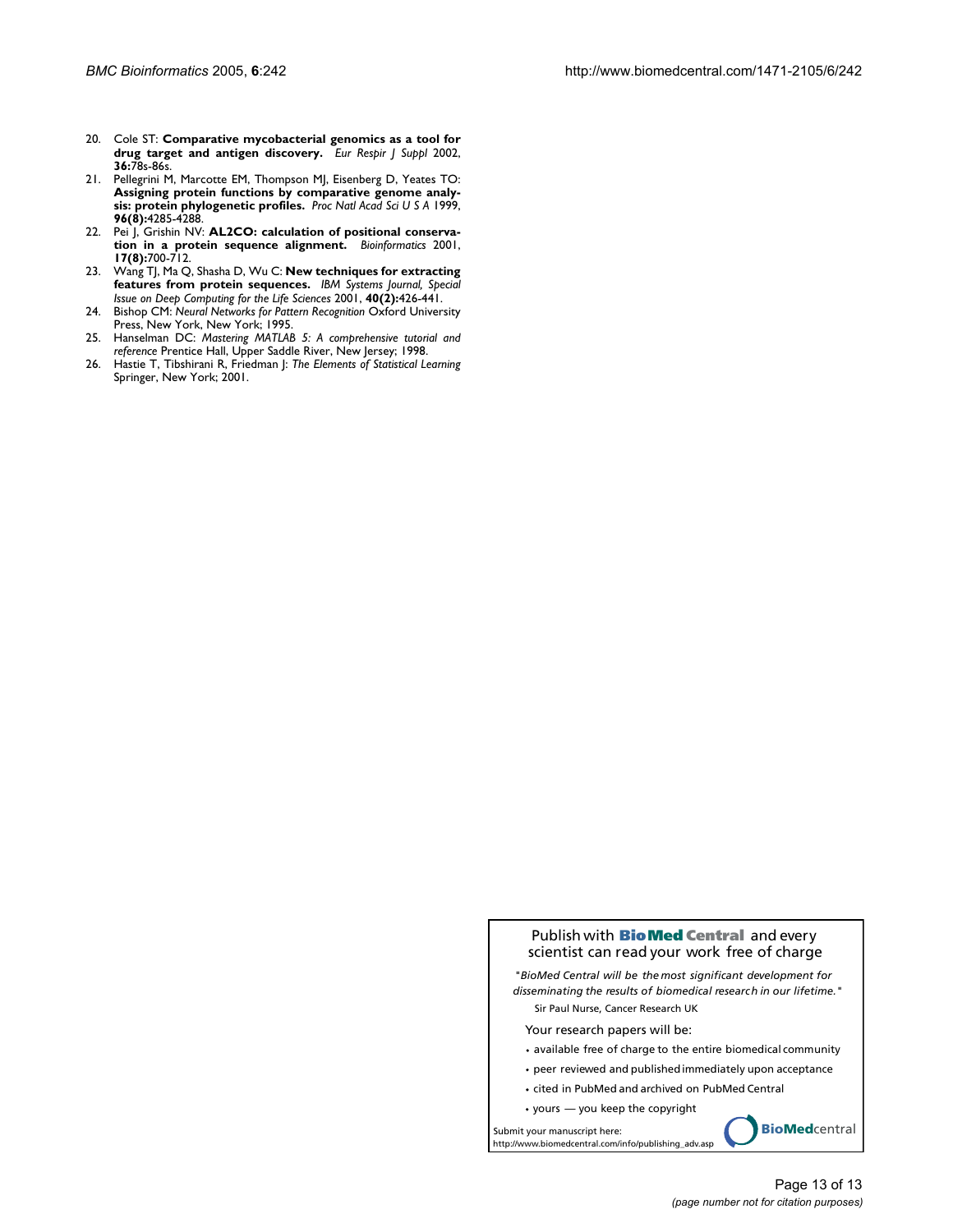20. Cole ST: **Comparative mycobacterial genomics as a tool for drug target and antigen discovery.** *Eur Respir J Suppl* 2002, **36:**78s-86s.
21. Pellegrini M, Marcotte EM, Thompson MJ, Eisenberg D, Yeates TO: **Assigning protein functions by comparative genome analysis: protein phylogenetic profiles.** *Proc Natl Acad Sci U S A* 1999, **96(8):**4285-4288.
22. Pei J, Grishin NV: **AL2CO: calculation of positional conservation in a protein sequence alignment.** *Bioinformatics* 2001, **17(8):**700-712.
23. Wang TJ, Ma Q, Shasha D, Wu C: **New techniques for extracting features from protein sequences.** *IBM Systems Journal, Special Issue on Deep Computing for the Life Sciences* 2001, **40(2):**426-441.
24. Bishop CM: *Neural Networks for Pattern Recognition* Oxford University Press, New York, New York; 1995.
25. Hanselman DC: *Mastering MATLAB 5: A comprehensive tutorial and reference* Prentice Hall, Upper Saddle River, New Jersey; 1998.
26. Hastie T, Tibshirani R, Friedman J: *The Elements of Statistical Learning* Springer, New York; 2001.

Publish with **BioMed Central** and every scientist can read your work free of charge

*"BioMed Central will be the most significant development for disseminating the results of biomedical research in our lifetime."*

Sir Paul Nurse, Cancer Research UK

Your research papers will be:

- available free of charge to the entire biomedical community
- peer reviewed and published immediately upon acceptance
- cited in PubMed and archived on PubMed Central
- yours — you keep the copyright

Submit your manuscript here:
http://www.biomedcentral.com/info/publishing_adv.asp

**BioMed**central